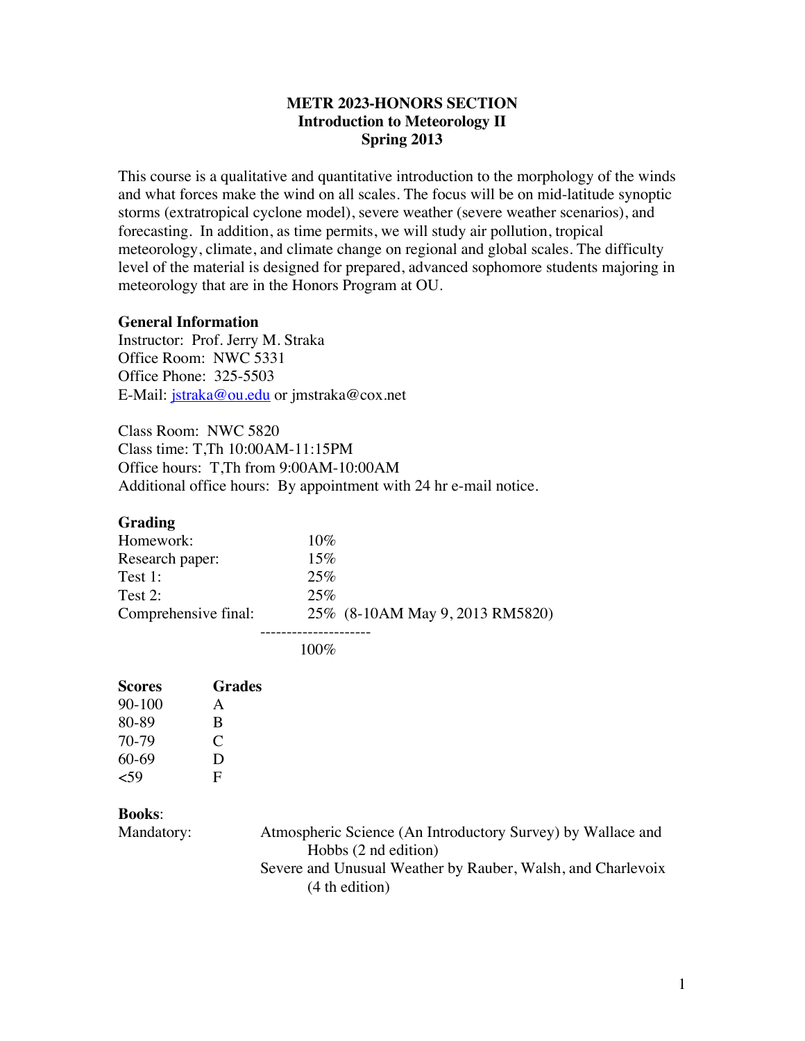# METR 2023-HONORS SECTION
## Introduction to Meteorology II
## Spring 2013

This course is a qualitative and quantitative introduction to the morphology of the winds and what forces make the wind on all scales. The focus will be on mid-latitude synoptic storms (extratropical cyclone model), severe weather (severe weather scenarios), and forecasting. In addition, as time permits, we will study air pollution, tropical meteorology, climate, and climate change on regional and global scales. The difficulty level of the material is designed for prepared, advanced sophomore students majoring in meteorology that are in the Honors Program at OU.

### General Information

Instructor: Prof. Jerry M. Straka
Office Room: NWC 5331
Office Phone: 325-5503
E-Mail: jstraka@ou.edu or jmstraka@cox.net

Class Room: NWC 5820
Class time: T,Th 10:00AM-11:15PM
Office hours: T,Th from 9:00AM-10:00AM
Additional office hours: By appointment with 24 hr e-mail notice.

### Grading

| | |
|---|---|
| Homework: | 10% |
| Research paper: | 15% |
| Test 1: | 25% |
| Test 2: | 25% |
| Comprehensive final: | 25% (8-10AM May 9, 2013 RM5820) |
| | 100% |

| Scores | Grades |
|---|---|
| 90-100 | A |
| 80-89 | B |
| 70-79 | C |
| 60-69 | D |
| <59 | F |

### Books:

Mandatory:
- Atmospheric Science (An Introductory Survey) by Wallace and Hobbs (2 nd edition)
- Severe and Unusual Weather by Rauber, Walsh, and Charlevoix (4 th edition)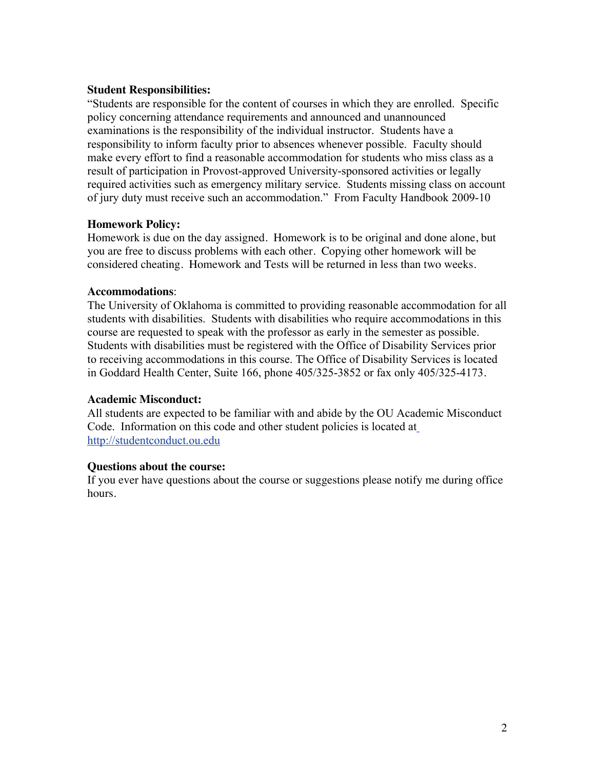**Student Responsibilities:**
"Students are responsible for the content of courses in which they are enrolled. Specific policy concerning attendance requirements and announced and unannounced examinations is the responsibility of the individual instructor. Students have a responsibility to inform faculty prior to absences whenever possible. Faculty should make every effort to find a reasonable accommodation for students who miss class as a result of participation in Provost-approved University-sponsored activities or legally required activities such as emergency military service. Students missing class on account of jury duty must receive such an accommodation." From Faculty Handbook 2009-10

**Homework Policy:**
Homework is due on the day assigned. Homework is to be original and done alone, but you are free to discuss problems with each other. Copying other homework will be considered cheating. Homework and Tests will be returned in less than two weeks.

**Accommodations**:
The University of Oklahoma is committed to providing reasonable accommodation for all students with disabilities. Students with disabilities who require accommodations in this course are requested to speak with the professor as early in the semester as possible. Students with disabilities must be registered with the Office of Disability Services prior to receiving accommodations in this course. The Office of Disability Services is located in Goddard Health Center, Suite 166, phone 405/325-3852 or fax only 405/325-4173.

**Academic Misconduct:**
All students are expected to be familiar with and abide by the OU Academic Misconduct Code. Information on this code and other student policies is located at http://studentconduct.ou.edu

**Questions about the course:**
If you ever have questions about the course or suggestions please notify me during office hours.